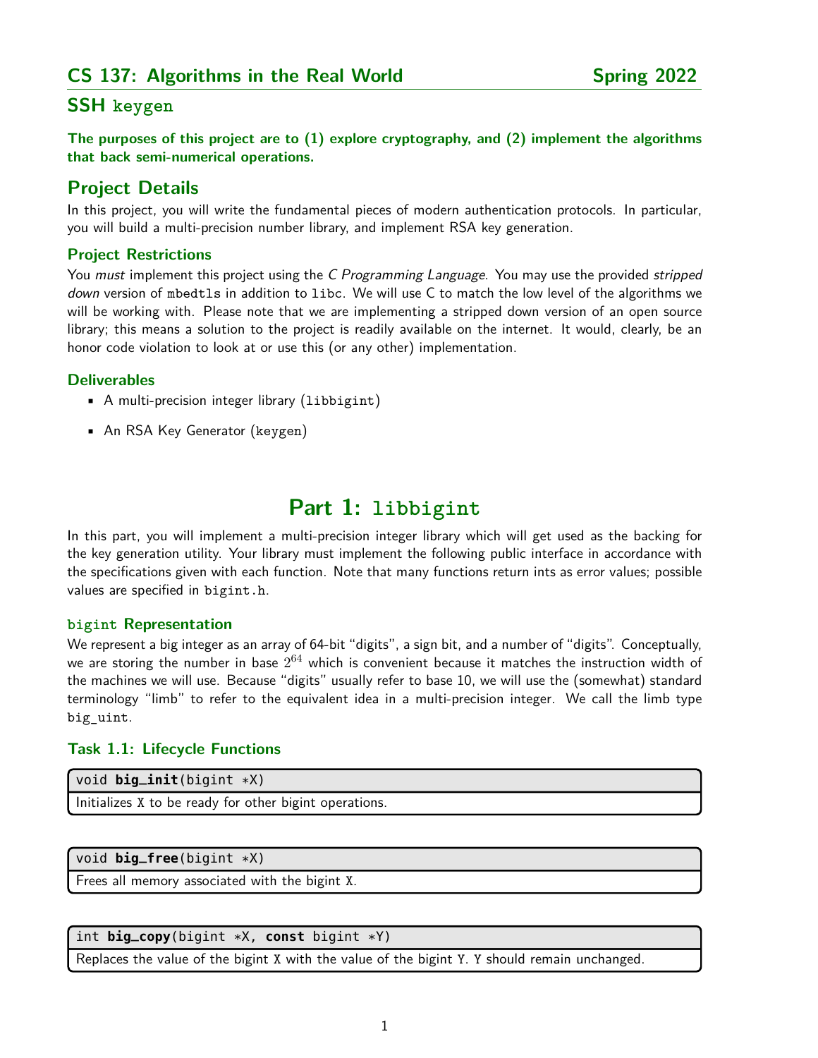# CS 137: Algorithms in the Real World — Spring 2022

## SSH keygen

**The purposes of this project are to (1) explore cryptography, and (2) implement the algorithms that back semi-numerical operations.**

## Project Details

In this project, you will write the fundamental pieces of modern authentication protocols. In particular, you will build a multi-precision number library, and implement RSA key generation.

### Project Restrictions

You *must* implement this project using the *C Programming Language*. You may use the provided *stripped down* version of `mbedtls` in addition to `libc`. We will use C to match the low level of the algorithms we will be working with. Please note that we are implementing a stripped down version of an open source library; this means a solution to the project is readily available on the internet. It would, clearly, be an honor code violation to look at or use this (or any other) implementation.

### Deliverables

- A multi-precision integer library (`libbigint`)
- An RSA Key Generator (`keygen`)

# Part 1: libbigint

In this part, you will implement a multi-precision integer library which will get used as the backing for the key generation utility. Your library must implement the following public interface in accordance with the specifications given with each function. Note that many functions return ints as error values; possible values are specified in `bigint.h`.

#### bigint Representation

We represent a big integer as an array of 64-bit "digits", a sign bit, and a number of "digits". Conceptually, we are storing the number in base $2^{64}$ which is convenient because it matches the instruction width of the machines we will use. Because "digits" usually refer to base 10, we will use the (somewhat) standard terminology "limb" to refer to the equivalent idea in a multi-precision integer. We call the limb type `big_uint`.

### Task 1.1: Lifecycle Functions

```
void big_init(bigint *X)
```
Initializes X to be ready for other bigint operations.

```
void big_free(bigint *X)
```
Frees all memory associated with the bigint X.

```
int big_copy(bigint *X, const bigint *Y)
```
Replaces the value of the bigint X with the value of the bigint Y. Y should remain unchanged.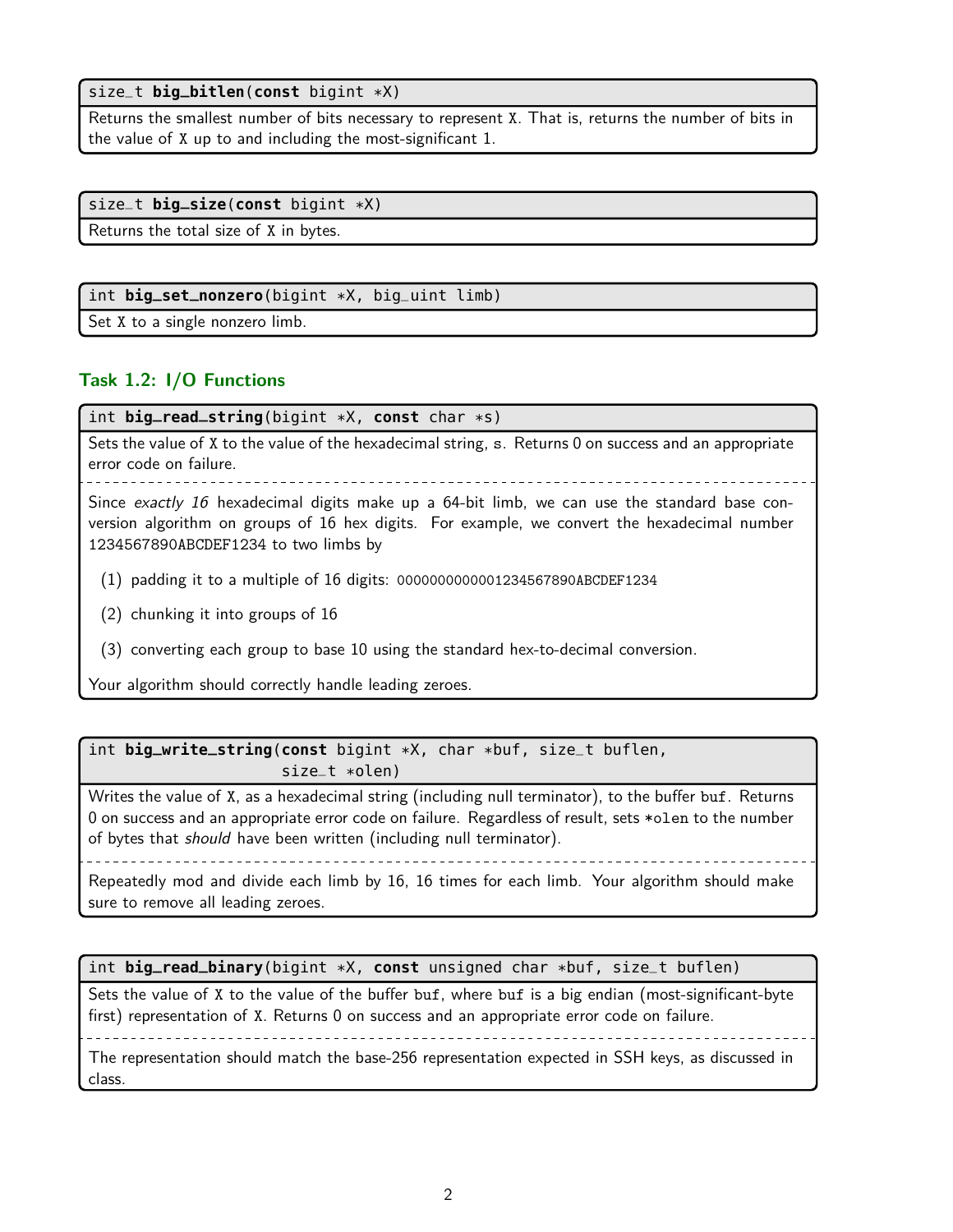```
size_t big_bitlen(const bigint *X)
```

Returns the smallest number of bits necessary to represent X. That is, returns the number of bits in the value of X up to and including the most-significant 1.

```
size_t big_size(const bigint *X)
```

Returns the total size of X in bytes.

```
int big_set_nonzero(bigint *X, big_uint limb)
```

Set X to a single nonzero limb.

### Task 1.2: I/O Functions

```
int big_read_string(bigint *X, const char *s)
```

Sets the value of X to the value of the hexadecimal string, s. Returns 0 on success and an appropriate error code on failure.

---

Since *exactly 16* hexadecimal digits make up a 64-bit limb, we can use the standard base conversion algorithm on groups of 16 hex digits. For example, we convert the hexadecimal number 1234567890ABCDEF1234 to two limbs by

(1) padding it to a multiple of 16 digits: 000000000001234567890ABCDEF1234

(2) chunking it into groups of 16

(3) converting each group to base 10 using the standard hex-to-decimal conversion.

Your algorithm should correctly handle leading zeroes.

```
int big_write_string(const bigint *X, char *buf, size_t buflen,
                     size_t *olen)
```

Writes the value of X, as a hexadecimal string (including null terminator), to the buffer buf. Returns 0 on success and an appropriate error code on failure. Regardless of result, sets *olen to the number of bytes that *should* have been written (including null terminator).

---

Repeatedly mod and divide each limb by 16, 16 times for each limb. Your algorithm should make sure to remove all leading zeroes.

```
int big_read_binary(bigint *X, const unsigned char *buf, size_t buflen)
```

Sets the value of X to the value of the buffer buf, where buf is a big endian (most-significant-byte first) representation of X. Returns 0 on success and an appropriate error code on failure.

---

The representation should match the base-256 representation expected in SSH keys, as discussed in class.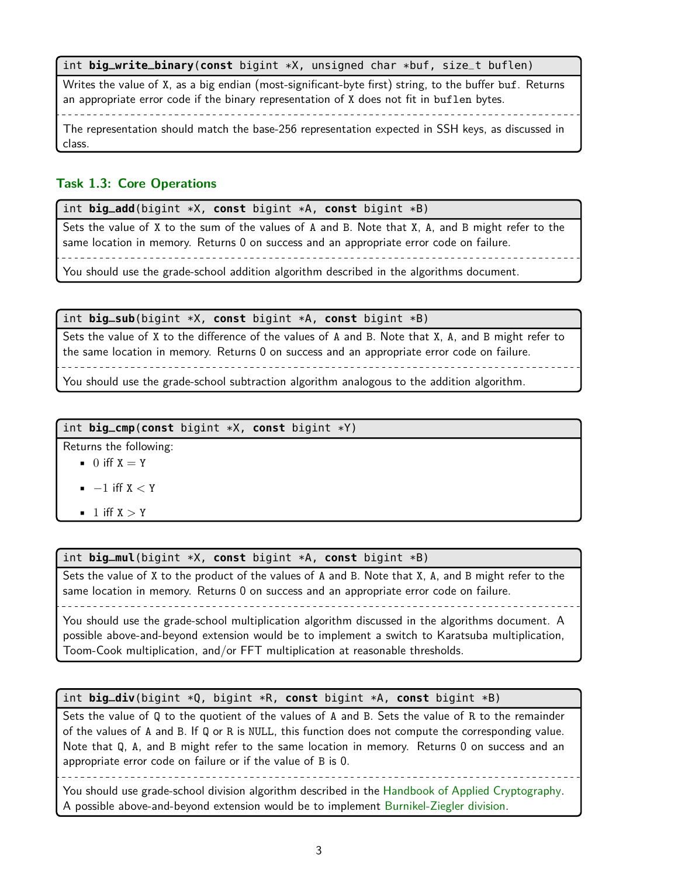```
int big_write_binary(const bigint *X, unsigned char *buf, size_t buflen)
```

Writes the value of X, as a big endian (most-significant-byte first) string, to the buffer buf. Returns an appropriate error code if the binary representation of X does not fit in buflen bytes.

The representation should match the base-256 representation expected in SSH keys, as discussed in class.

### Task 1.3: Core Operations

```
int big_add(bigint *X, const bigint *A, const bigint *B)
```

Sets the value of X to the sum of the values of A and B. Note that X, A, and B might refer to the same location in memory. Returns 0 on success and an appropriate error code on failure.

You should use the grade-school addition algorithm described in the algorithms document.

```
int big_sub(bigint *X, const bigint *A, const bigint *B)
```

Sets the value of X to the difference of the values of A and B. Note that X, A, and B might refer to the same location in memory. Returns 0 on success and an appropriate error code on failure.

You should use the grade-school subtraction algorithm analogous to the addition algorithm.

```
int big_cmp(const bigint *X, const bigint *Y)
```

Returns the following:

- $0$ iff $\texttt{X} = \texttt{Y}$
- $-1$ iff $\texttt{X} < \texttt{Y}$
- $1$ iff $\texttt{X} > \texttt{Y}$

```
int big_mul(bigint *X, const bigint *A, const bigint *B)
```

Sets the value of X to the product of the values of A and B. Note that X, A, and B might refer to the same location in memory. Returns 0 on success and an appropriate error code on failure.

You should use the grade-school multiplication algorithm discussed in the algorithms document. A possible above-and-beyond extension would be to implement a switch to Karatsuba multiplication, Toom-Cook multiplication, and/or FFT multiplication at reasonable thresholds.

```
int big_div(bigint *Q, bigint *R, const bigint *A, const bigint *B)
```

Sets the value of Q to the quotient of the values of A and B. Sets the value of R to the remainder of the values of A and B. If Q or R is NULL, this function does not compute the corresponding value. Note that Q, A, and B might refer to the same location in memory. Returns 0 on success and an appropriate error code on failure or if the value of B is 0.

You should use grade-school division algorithm described in the Handbook of Applied Cryptography. A possible above-and-beyond extension would be to implement Burnikel-Ziegler division.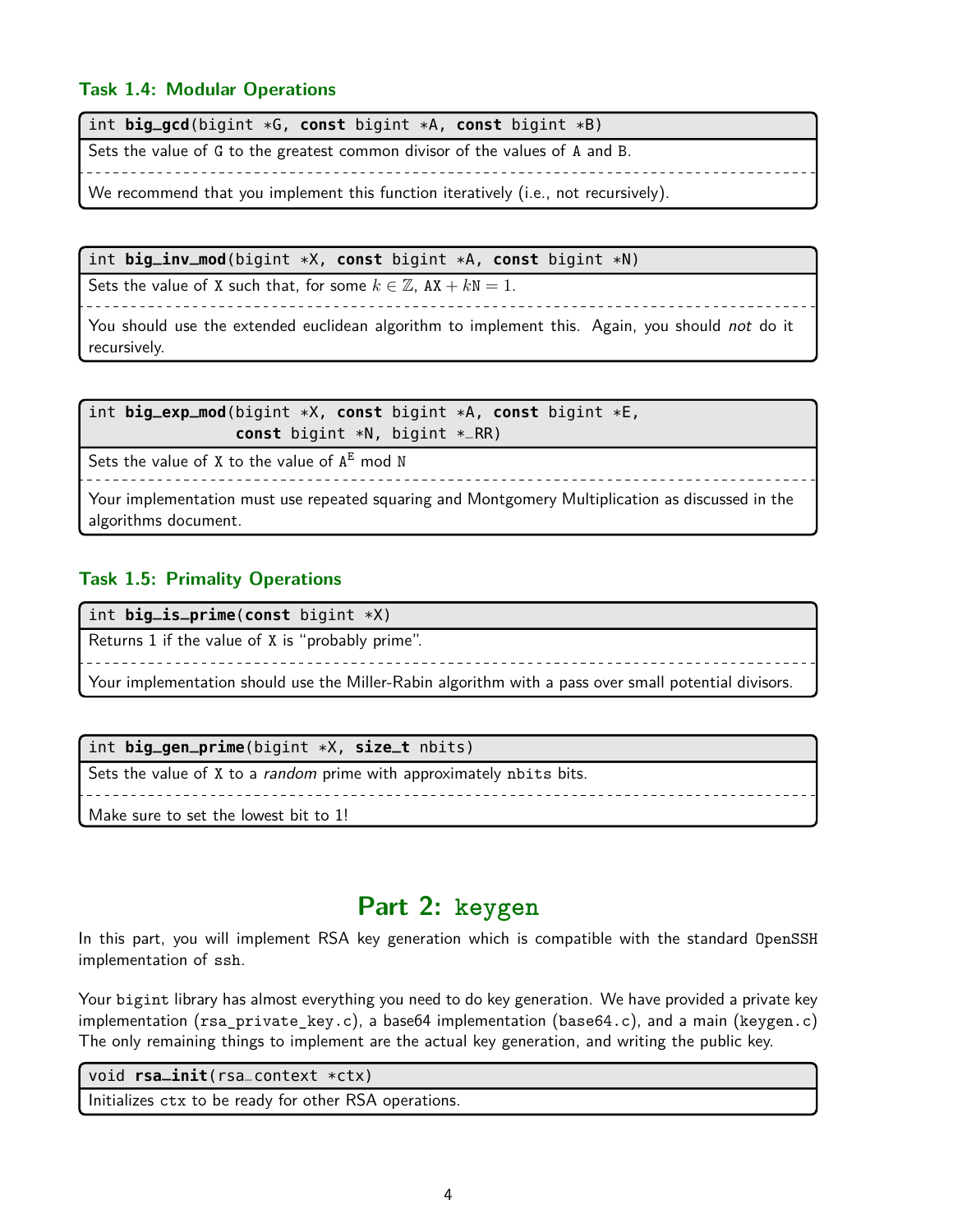### Task 1.4: Modular Operations

```
int big_gcd(bigint *G, const bigint *A, const bigint *B)
```

Sets the value of G to the greatest common divisor of the values of A and B.

We recommend that you implement this function iteratively (i.e., not recursively).

```
int big_inv_mod(bigint *X, const bigint *A, const bigint *N)
```

Sets the value of X such that, for some $k \in \mathbb{Z}$, $\texttt{A}\texttt{X} + k\texttt{N} = 1$.

You should use the extended euclidean algorithm to implement this. Again, you should *not* do it recursively.

```
int big_exp_mod(bigint *X, const bigint *A, const bigint *E,
                const bigint *N, bigint *_RR)
```

Sets the value of X to the value of $\texttt{A}^{\texttt{E}}$ mod N

Your implementation must use repeated squaring and Montgomery Multiplication as discussed in the algorithms document.

### Task 1.5: Primality Operations

```
int big_is_prime(const bigint *X)
```

Returns 1 if the value of X is "probably prime".

Your implementation should use the Miller-Rabin algorithm with a pass over small potential divisors.

```
int big_gen_prime(bigint *X, size_t nbits)
```

Sets the value of X to a *random* prime with approximately nbits bits.

Make sure to set the lowest bit to 1!

## Part 2: keygen

In this part, you will implement RSA key generation which is compatible with the standard OpenSSH implementation of ssh.

Your bigint library has almost everything you need to do key generation. We have provided a private key implementation (rsa_private_key.c), a base64 implementation (base64.c), and a main (keygen.c) The only remaining things to implement are the actual key generation, and writing the public key.

```
void rsa_init(rsa_context *ctx)
```

Initializes ctx to be ready for other RSA operations.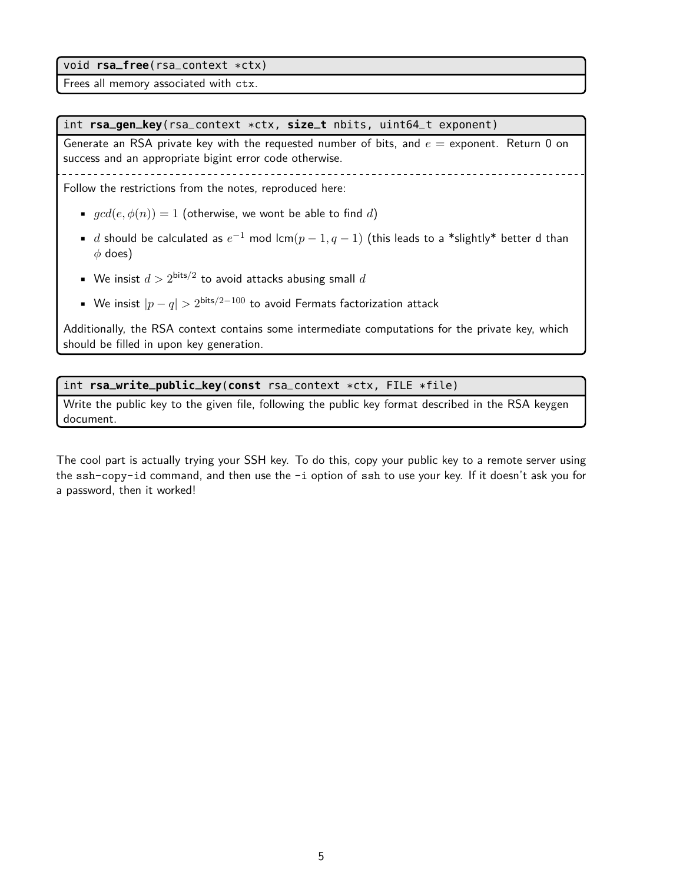```
void rsa_free(rsa_context *ctx)
```

Frees all memory associated with ctx.

```
int rsa_gen_key(rsa_context *ctx, size_t nbits, uint64_t exponent)
```

Generate an RSA private key with the requested number of bits, and $e$ = exponent. Return 0 on success and an appropriate bigint error code otherwise.

Follow the restrictions from the notes, reproduced here:

- $gcd(e, \phi(n)) = 1$ (otherwise, we wont be able to find $d$)
- $d$ should be calculated as $e^{-1}$ mod $\text{lcm}(p-1, q-1)$ (this leads to a *slightly* better d than $\phi$ does)
- We insist $d > 2^{\text{bits}/2}$ to avoid attacks abusing small $d$
- We insist $|p - q| > 2^{\text{bits}/2-100}$ to avoid Fermats factorization attack

Additionally, the RSA context contains some intermediate computations for the private key, which should be filled in upon key generation.

```
int rsa_write_public_key(const rsa_context *ctx, FILE *file)
```

Write the public key to the given file, following the public key format described in the RSA keygen document.

The cool part is actually trying your SSH key. To do this, copy your public key to a remote server using the ssh-copy-id command, and then use the -i option of ssh to use your key. If it doesn't ask you for a password, then it worked!